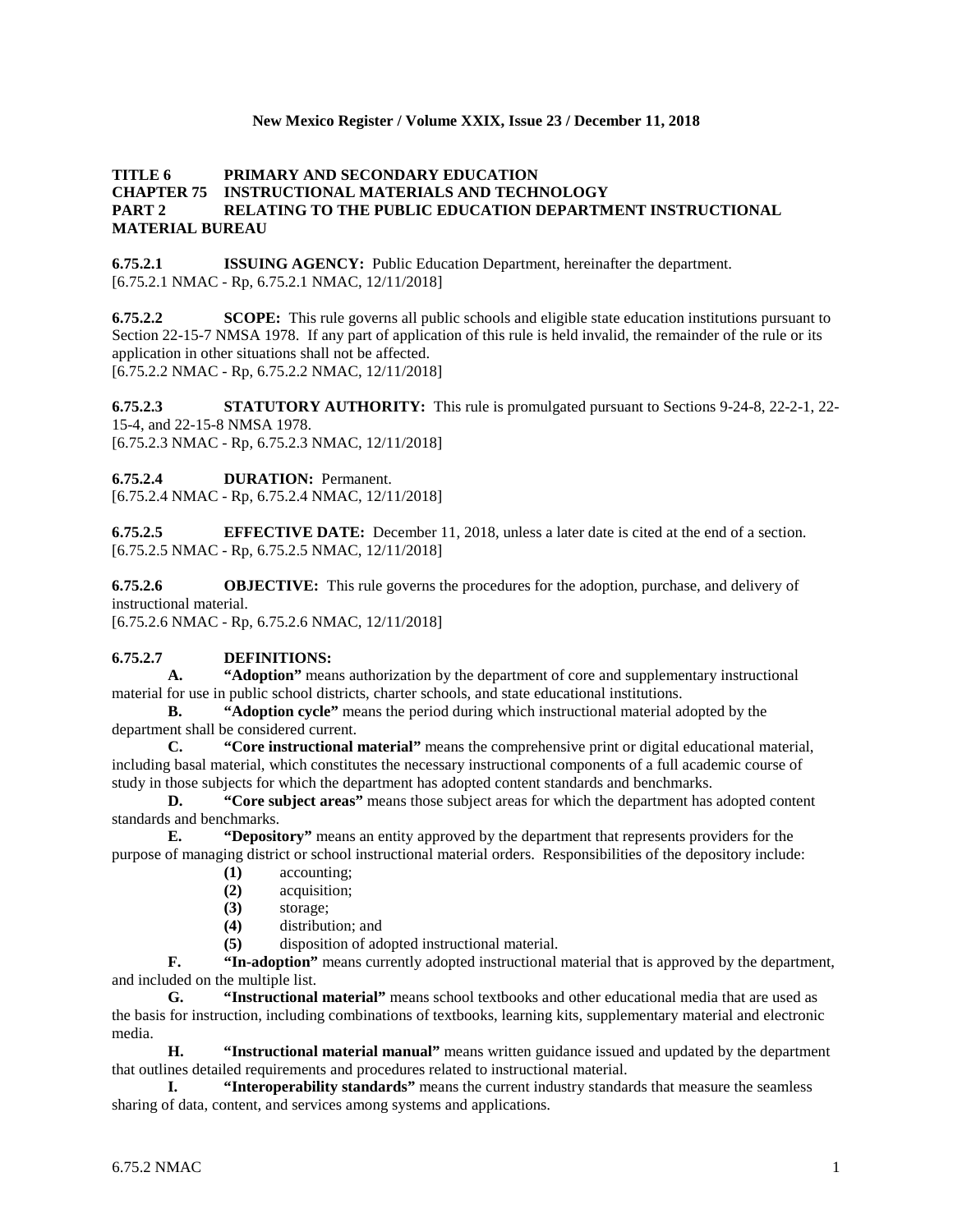**TITLE 6 PRIMARY AND SECONDARY EDUCATION**
**CHAPTER 75 INSTRUCTIONAL MATERIALS AND TECHNOLOGY**
**PART 2 RELATING TO THE PUBLIC EDUCATION DEPARTMENT INSTRUCTIONAL MATERIAL BUREAU**

**6.75.2.1 ISSUING AGENCY:** Public Education Department, hereinafter the department.
[6.75.2.1 NMAC - Rp, 6.75.2.1 NMAC, 12/11/2018]

**6.75.2.2 SCOPE:** This rule governs all public schools and eligible state education institutions pursuant to Section 22-15-7 NMSA 1978. If any part of application of this rule is held invalid, the remainder of the rule or its application in other situations shall not be affected.
[6.75.2.2 NMAC - Rp, 6.75.2.2 NMAC, 12/11/2018]

**6.75.2.3 STATUTORY AUTHORITY:** This rule is promulgated pursuant to Sections 9-24-8, 22-2-1, 22-15-4, and 22-15-8 NMSA 1978.
[6.75.2.3 NMAC - Rp, 6.75.2.3 NMAC, 12/11/2018]

**6.75.2.4 DURATION:** Permanent.
[6.75.2.4 NMAC - Rp, 6.75.2.4 NMAC, 12/11/2018]

**6.75.2.5 EFFECTIVE DATE:** December 11, 2018, unless a later date is cited at the end of a section.
[6.75.2.5 NMAC - Rp, 6.75.2.5 NMAC, 12/11/2018]

**6.75.2.6 OBJECTIVE:** This rule governs the procedures for the adoption, purchase, and delivery of instructional material.
[6.75.2.6 NMAC - Rp, 6.75.2.6 NMAC, 12/11/2018]

**6.75.2.7 DEFINITIONS:**

**A. "Adoption"** means authorization by the department of core and supplementary instructional material for use in public school districts, charter schools, and state educational institutions.

**B. "Adoption cycle"** means the period during which instructional material adopted by the department shall be considered current.

**C. "Core instructional material"** means the comprehensive print or digital educational material, including basal material, which constitutes the necessary instructional components of a full academic course of study in those subjects for which the department has adopted content standards and benchmarks.

**D. "Core subject areas"** means those subject areas for which the department has adopted content standards and benchmarks.

**E. "Depository"** means an entity approved by the department that represents providers for the purpose of managing district or school instructional material orders. Responsibilities of the depository include:

**(1)** accounting;
**(2)** acquisition;
**(3)** storage;
**(4)** distribution; and
**(5)** disposition of adopted instructional material.

**F. "In-adoption"** means currently adopted instructional material that is approved by the department, and included on the multiple list.

**G. "Instructional material"** means school textbooks and other educational media that are used as the basis for instruction, including combinations of textbooks, learning kits, supplementary material and electronic media.

**H. "Instructional material manual"** means written guidance issued and updated by the department that outlines detailed requirements and procedures related to instructional material.

**I. "Interoperability standards"** means the current industry standards that measure the seamless sharing of data, content, and services among systems and applications.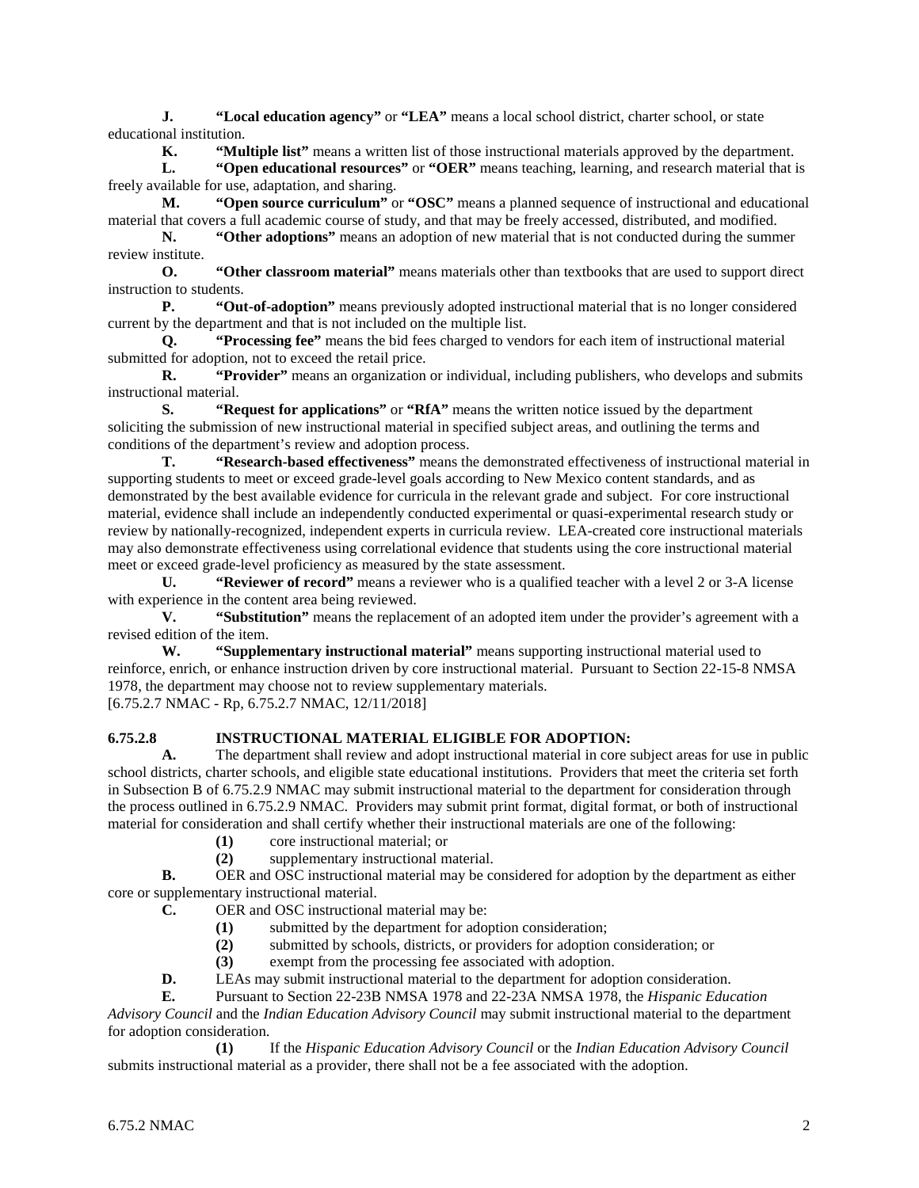**J.** **"Local education agency"** or **"LEA"** means a local school district, charter school, or state educational institution.

**K.** **"Multiple list"** means a written list of those instructional materials approved by the department.

**L.** **"Open educational resources"** or **"OER"** means teaching, learning, and research material that is freely available for use, adaptation, and sharing.

**M.** **"Open source curriculum"** or **"OSC"** means a planned sequence of instructional and educational material that covers a full academic course of study, and that may be freely accessed, distributed, and modified.

**N.** **"Other adoptions"** means an adoption of new material that is not conducted during the summer review institute.

**O.** **"Other classroom material"** means materials other than textbooks that are used to support direct instruction to students.

**P.** **"Out-of-adoption"** means previously adopted instructional material that is no longer considered current by the department and that is not included on the multiple list.

**Q.** **"Processing fee"** means the bid fees charged to vendors for each item of instructional material submitted for adoption, not to exceed the retail price.

**R.** **"Provider"** means an organization or individual, including publishers, who develops and submits instructional material.

**S.** **"Request for applications"** or **"RfA"** means the written notice issued by the department soliciting the submission of new instructional material in specified subject areas, and outlining the terms and conditions of the department's review and adoption process.

**T.** **"Research-based effectiveness"** means the demonstrated effectiveness of instructional material in supporting students to meet or exceed grade-level goals according to New Mexico content standards, and as demonstrated by the best available evidence for curricula in the relevant grade and subject. For core instructional material, evidence shall include an independently conducted experimental or quasi-experimental research study or review by nationally-recognized, independent experts in curricula review. LEA-created core instructional materials may also demonstrate effectiveness using correlational evidence that students using the core instructional material meet or exceed grade-level proficiency as measured by the state assessment.

**U.** **"Reviewer of record"** means a reviewer who is a qualified teacher with a level 2 or 3-A license with experience in the content area being reviewed.

**V.** **"Substitution"** means the replacement of an adopted item under the provider's agreement with a revised edition of the item.

**W.** **"Supplementary instructional material"** means supporting instructional material used to reinforce, enrich, or enhance instruction driven by core instructional material. Pursuant to Section 22-15-8 NMSA 1978, the department may choose not to review supplementary materials.

[6.75.2.7 NMAC - Rp, 6.75.2.7 NMAC, 12/11/2018]

**6.75.2.8 INSTRUCTIONAL MATERIAL ELIGIBLE FOR ADOPTION:**

**A.** The department shall review and adopt instructional material in core subject areas for use in public school districts, charter schools, and eligible state educational institutions. Providers that meet the criteria set forth in Subsection B of 6.75.2.9 NMAC may submit instructional material to the department for consideration through the process outlined in 6.75.2.9 NMAC. Providers may submit print format, digital format, or both of instructional material for consideration and shall certify whether their instructional materials are one of the following:

**(1)** core instructional material; or

**(2)** supplementary instructional material.

**B.** OER and OSC instructional material may be considered for adoption by the department as either core or supplementary instructional material.

**C.** OER and OSC instructional material may be:

**(1)** submitted by the department for adoption consideration;

**(2)** submitted by schools, districts, or providers for adoption consideration; or

**(3)** exempt from the processing fee associated with adoption.

**D.** LEAs may submit instructional material to the department for adoption consideration.

**E.** Pursuant to Section 22-23B NMSA 1978 and 22-23A NMSA 1978, the *Hispanic Education Advisory Council* and the *Indian Education Advisory Council* may submit instructional material to the department for adoption consideration.

**(1)** If the *Hispanic Education Advisory Council* or the *Indian Education Advisory Council* submits instructional material as a provider, there shall not be a fee associated with the adoption.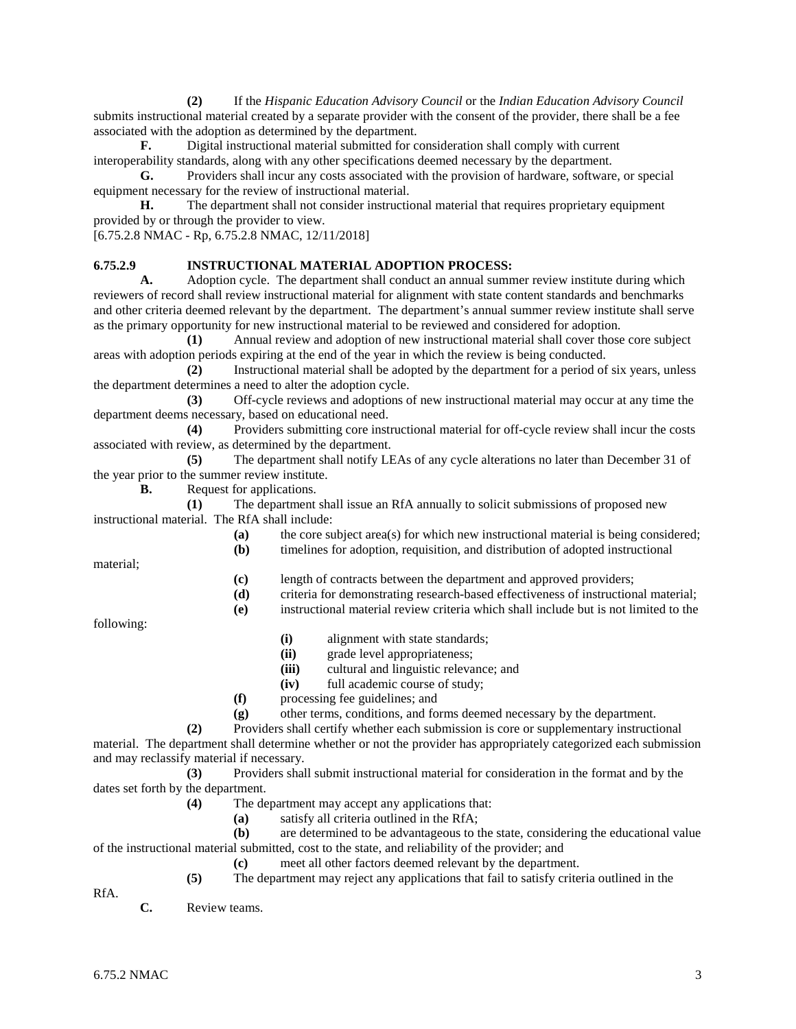**(2)** If the *Hispanic Education Advisory Council* or the *Indian Education Advisory Council* submits instructional material created by a separate provider with the consent of the provider, there shall be a fee associated with the adoption as determined by the department.

**F.** Digital instructional material submitted for consideration shall comply with current interoperability standards, along with any other specifications deemed necessary by the department.

**G.** Providers shall incur any costs associated with the provision of hardware, software, or special equipment necessary for the review of instructional material.

**H.** The department shall not consider instructional material that requires proprietary equipment provided by or through the provider to view.

[6.75.2.8 NMAC - Rp, 6.75.2.8 NMAC, 12/11/2018]

**6.75.2.9 INSTRUCTIONAL MATERIAL ADOPTION PROCESS:**

**A.** Adoption cycle. The department shall conduct an annual summer review institute during which reviewers of record shall review instructional material for alignment with state content standards and benchmarks and other criteria deemed relevant by the department. The department's annual summer review institute shall serve as the primary opportunity for new instructional material to be reviewed and considered for adoption.

**(1)** Annual review and adoption of new instructional material shall cover those core subject areas with adoption periods expiring at the end of the year in which the review is being conducted.

**(2)** Instructional material shall be adopted by the department for a period of six years, unless the department determines a need to alter the adoption cycle.

**(3)** Off-cycle reviews and adoptions of new instructional material may occur at any time the department deems necessary, based on educational need.

**(4)** Providers submitting core instructional material for off-cycle review shall incur the costs associated with review, as determined by the department.

**(5)** The department shall notify LEAs of any cycle alterations no later than December 31 of the year prior to the summer review institute.

**B.** Request for applications.

**(1)** The department shall issue an RfA annually to solicit submissions of proposed new instructional material. The RfA shall include:

**(a)** the core subject area(s) for which new instructional material is being considered;

**(b)** timelines for adoption, requisition, and distribution of adopted instructional material;

**(c)** length of contracts between the department and approved providers;

**(d)** criteria for demonstrating research-based effectiveness of instructional material;

**(e)** instructional material review criteria which shall include but is not limited to the following:

**(i)** alignment with state standards;

**(ii)** grade level appropriateness;

**(iii)** cultural and linguistic relevance; and

**(iv)** full academic course of study;

**(f)** processing fee guidelines; and

**(g)** other terms, conditions, and forms deemed necessary by the department.

**(2)** Providers shall certify whether each submission is core or supplementary instructional material. The department shall determine whether or not the provider has appropriately categorized each submission and may reclassify material if necessary.

**(3)** Providers shall submit instructional material for consideration in the format and by the dates set forth by the department.

**(4)** The department may accept any applications that:

**(a)** satisfy all criteria outlined in the RfA;

**(b)** are determined to be advantageous to the state, considering the educational value of the instructional material submitted, cost to the state, and reliability of the provider; and

**(c)** meet all other factors deemed relevant by the department.

**(5)** The department may reject any applications that fail to satisfy criteria outlined in the RfA.

**C.** Review teams.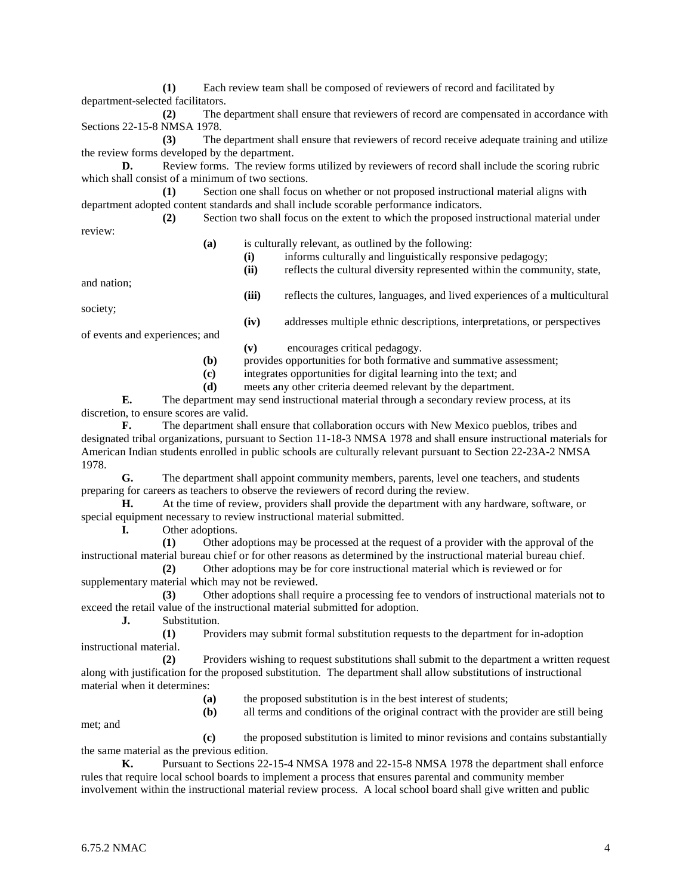**(1)** Each review team shall be composed of reviewers of record and facilitated by department-selected facilitators.

**(2)** The department shall ensure that reviewers of record are compensated in accordance with Sections 22-15-8 NMSA 1978.

**(3)** The department shall ensure that reviewers of record receive adequate training and utilize the review forms developed by the department.

**D.** Review forms. The review forms utilized by reviewers of record shall include the scoring rubric which shall consist of a minimum of two sections.

**(1)** Section one shall focus on whether or not proposed instructional material aligns with department adopted content standards and shall include scorable performance indicators.

**(2)** Section two shall focus on the extent to which the proposed instructional material under review:

**(a)** is culturally relevant, as outlined by the following:

**(i)** informs culturally and linguistically responsive pedagogy;

**(ii)** reflects the cultural diversity represented within the community, state, and nation;

**(iii)** reflects the cultures, languages, and lived experiences of a multicultural society;

**(iv)** addresses multiple ethnic descriptions, interpretations, or perspectives of events and experiences; and

**(v)** encourages critical pedagogy.

**(b)** provides opportunities for both formative and summative assessment;

**(c)** integrates opportunities for digital learning into the text; and

**(d)** meets any other criteria deemed relevant by the department.

**E.** The department may send instructional material through a secondary review process, at its discretion, to ensure scores are valid.

**F.** The department shall ensure that collaboration occurs with New Mexico pueblos, tribes and designated tribal organizations, pursuant to Section 11-18-3 NMSA 1978 and shall ensure instructional materials for American Indian students enrolled in public schools are culturally relevant pursuant to Section 22-23A-2 NMSA 1978.

**G.** The department shall appoint community members, parents, level one teachers, and students preparing for careers as teachers to observe the reviewers of record during the review.

**H.** At the time of review, providers shall provide the department with any hardware, software, or special equipment necessary to review instructional material submitted.

**I.** Other adoptions.

**(1)** Other adoptions may be processed at the request of a provider with the approval of the instructional material bureau chief or for other reasons as determined by the instructional material bureau chief.

**(2)** Other adoptions may be for core instructional material which is reviewed or for supplementary material which may not be reviewed.

**(3)** Other adoptions shall require a processing fee to vendors of instructional materials not to exceed the retail value of the instructional material submitted for adoption.

**J.** Substitution.

**(1)** Providers may submit formal substitution requests to the department for in-adoption instructional material.

**(2)** Providers wishing to request substitutions shall submit to the department a written request along with justification for the proposed substitution. The department shall allow substitutions of instructional material when it determines:

**(a)** the proposed substitution is in the best interest of students;

**(b)** all terms and conditions of the original contract with the provider are still being met; and

**(c)** the proposed substitution is limited to minor revisions and contains substantially the same material as the previous edition.

**K.** Pursuant to Sections 22-15-4 NMSA 1978 and 22-15-8 NMSA 1978 the department shall enforce rules that require local school boards to implement a process that ensures parental and community member involvement within the instructional material review process. A local school board shall give written and public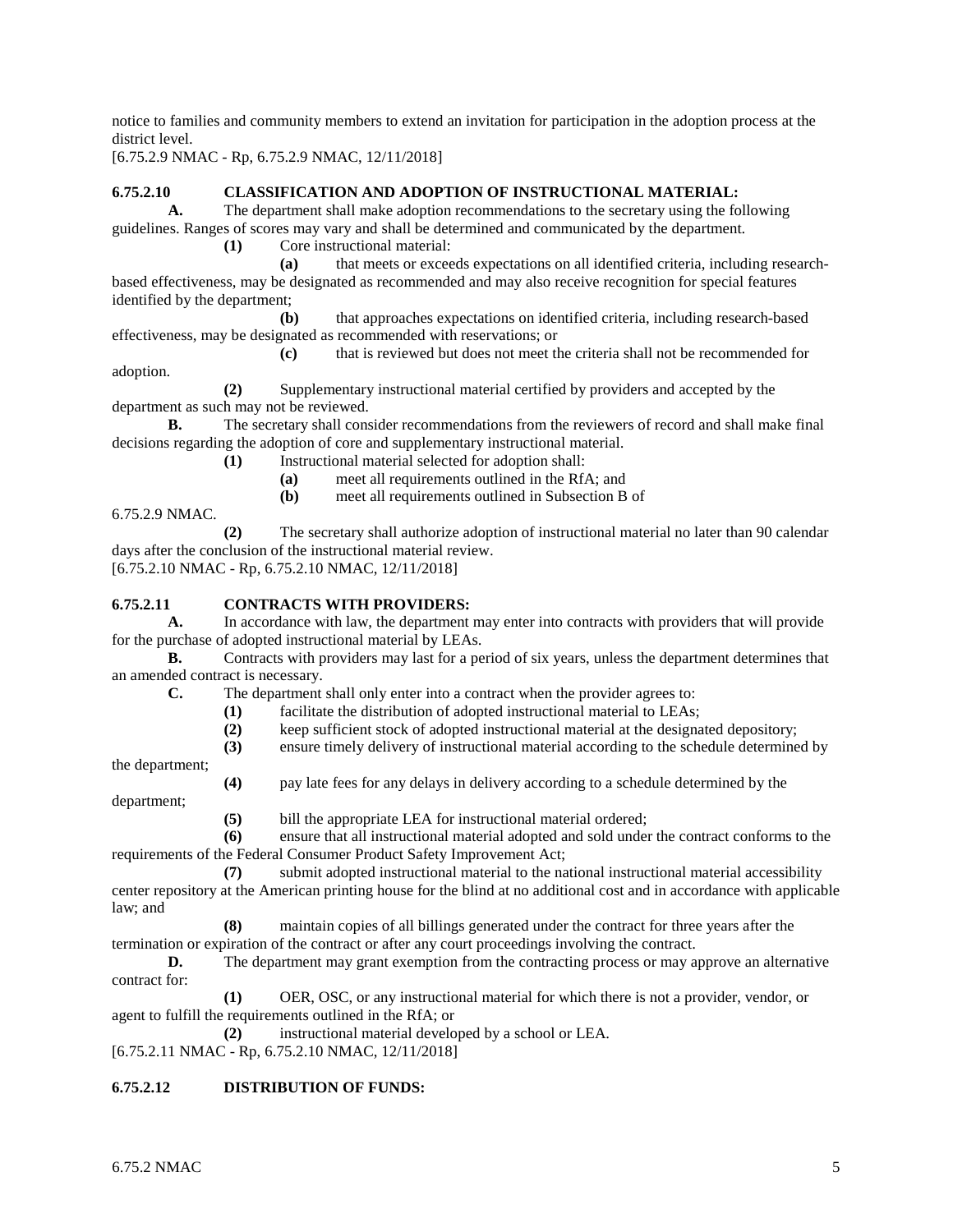notice to families and community members to extend an invitation for participation in the adoption process at the district level.
[6.75.2.9 NMAC - Rp, 6.75.2.9 NMAC, 12/11/2018]

**6.75.2.10 CLASSIFICATION AND ADOPTION OF INSTRUCTIONAL MATERIAL:**

**A.** The department shall make adoption recommendations to the secretary using the following guidelines. Ranges of scores may vary and shall be determined and communicated by the department.

**(1)** Core instructional material:

**(a)** that meets or exceeds expectations on all identified criteria, including research-based effectiveness, may be designated as recommended and may also receive recognition for special features identified by the department;

**(b)** that approaches expectations on identified criteria, including research-based effectiveness, may be designated as recommended with reservations; or

**(c)** that is reviewed but does not meet the criteria shall not be recommended for adoption.

**(2)** Supplementary instructional material certified by providers and accepted by the department as such may not be reviewed.

**B.** The secretary shall consider recommendations from the reviewers of record and shall make final decisions regarding the adoption of core and supplementary instructional material.

**(1)** Instructional material selected for adoption shall:

**(a)** meet all requirements outlined in the RfA; and

**(b)** meet all requirements outlined in Subsection B of 6.75.2.9 NMAC.

**(2)** The secretary shall authorize adoption of instructional material no later than 90 calendar days after the conclusion of the instructional material review.

[6.75.2.10 NMAC - Rp, 6.75.2.10 NMAC, 12/11/2018]

**6.75.2.11 CONTRACTS WITH PROVIDERS:**

**A.** In accordance with law, the department may enter into contracts with providers that will provide for the purchase of adopted instructional material by LEAs.

**B.** Contracts with providers may last for a period of six years, unless the department determines that an amended contract is necessary.

**C.** The department shall only enter into a contract when the provider agrees to:

**(1)** facilitate the distribution of adopted instructional material to LEAs;

**(2)** keep sufficient stock of adopted instructional material at the designated depository;

**(3)** ensure timely delivery of instructional material according to the schedule determined by the department;

**(4)** pay late fees for any delays in delivery according to a schedule determined by the department;

**(5)** bill the appropriate LEA for instructional material ordered;

**(6)** ensure that all instructional material adopted and sold under the contract conforms to the requirements of the Federal Consumer Product Safety Improvement Act;

**(7)** submit adopted instructional material to the national instructional material accessibility center repository at the American printing house for the blind at no additional cost and in accordance with applicable law; and

**(8)** maintain copies of all billings generated under the contract for three years after the termination or expiration of the contract or after any court proceedings involving the contract.

**D.** The department may grant exemption from the contracting process or may approve an alternative contract for:

**(1)** OER, OSC, or any instructional material for which there is not a provider, vendor, or agent to fulfill the requirements outlined in the RfA; or

**(2)** instructional material developed by a school or LEA.

[6.75.2.11 NMAC - Rp, 6.75.2.10 NMAC, 12/11/2018]

**6.75.2.12 DISTRIBUTION OF FUNDS:**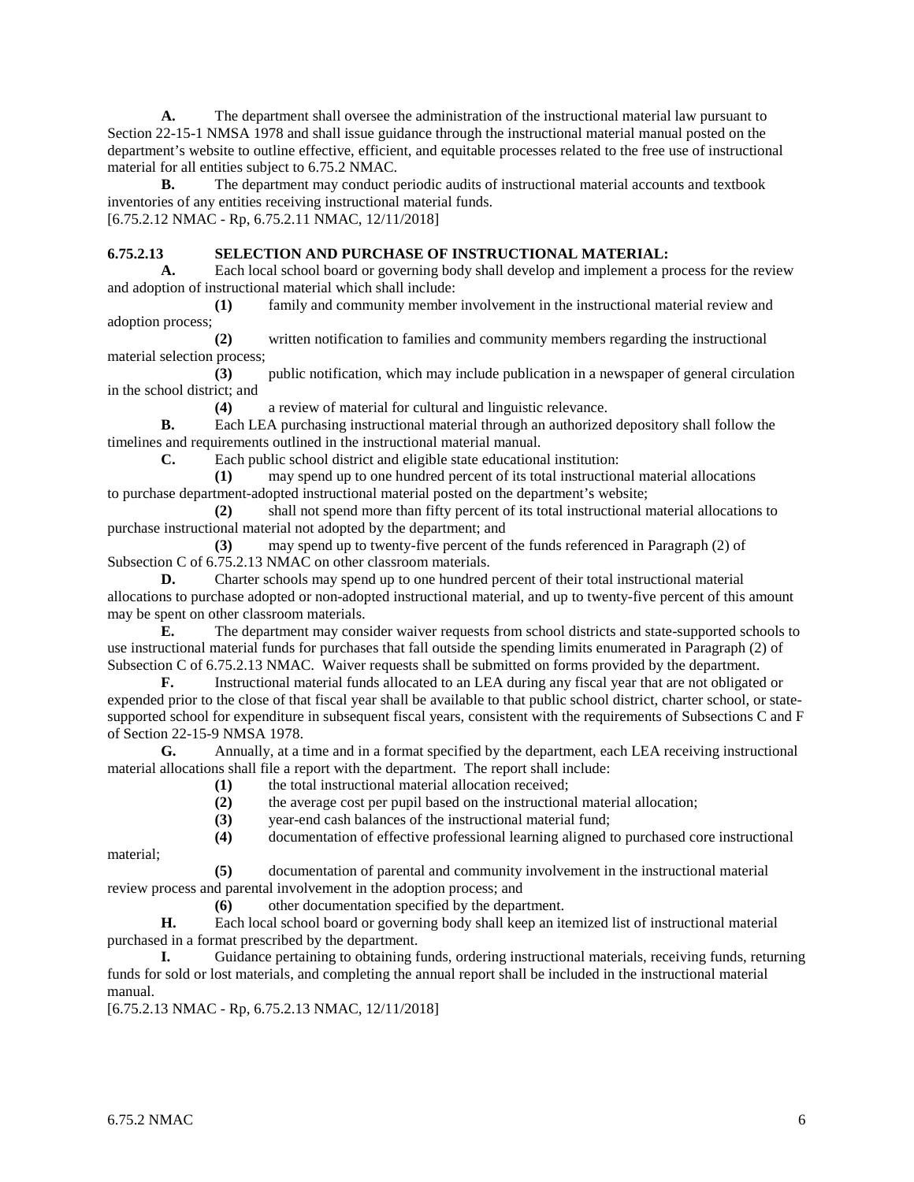**A.** The department shall oversee the administration of the instructional material law pursuant to Section 22-15-1 NMSA 1978 and shall issue guidance through the instructional material manual posted on the department's website to outline effective, efficient, and equitable processes related to the free use of instructional material for all entities subject to 6.75.2 NMAC.

**B.** The department may conduct periodic audits of instructional material accounts and textbook inventories of any entities receiving instructional material funds.

[6.75.2.12 NMAC - Rp, 6.75.2.11 NMAC, 12/11/2018]

**6.75.2.13 SELECTION AND PURCHASE OF INSTRUCTIONAL MATERIAL:**

**A.** Each local school board or governing body shall develop and implement a process for the review and adoption of instructional material which shall include:

**(1)** family and community member involvement in the instructional material review and adoption process;

**(2)** written notification to families and community members regarding the instructional material selection process;

**(3)** public notification, which may include publication in a newspaper of general circulation in the school district; and

**(4)** a review of material for cultural and linguistic relevance.

**B.** Each LEA purchasing instructional material through an authorized depository shall follow the timelines and requirements outlined in the instructional material manual.

**C.** Each public school district and eligible state educational institution:

**(1)** may spend up to one hundred percent of its total instructional material allocations to purchase department-adopted instructional material posted on the department's website;

**(2)** shall not spend more than fifty percent of its total instructional material allocations to purchase instructional material not adopted by the department; and

**(3)** may spend up to twenty-five percent of the funds referenced in Paragraph (2) of Subsection C of 6.75.2.13 NMAC on other classroom materials.

**D.** Charter schools may spend up to one hundred percent of their total instructional material allocations to purchase adopted or non-adopted instructional material, and up to twenty-five percent of this amount may be spent on other classroom materials.

**E.** The department may consider waiver requests from school districts and state-supported schools to use instructional material funds for purchases that fall outside the spending limits enumerated in Paragraph (2) of Subsection C of 6.75.2.13 NMAC. Waiver requests shall be submitted on forms provided by the department.

**F.** Instructional material funds allocated to an LEA during any fiscal year that are not obligated or expended prior to the close of that fiscal year shall be available to that public school district, charter school, or state-supported school for expenditure in subsequent fiscal years, consistent with the requirements of Subsections C and F of Section 22-15-9 NMSA 1978.

**G.** Annually, at a time and in a format specified by the department, each LEA receiving instructional material allocations shall file a report with the department. The report shall include:

**(1)** the total instructional material allocation received;

**(2)** the average cost per pupil based on the instructional material allocation;

**(3)** year-end cash balances of the instructional material fund;

**(4)** documentation of effective professional learning aligned to purchased core instructional material;

**(5)** documentation of parental and community involvement in the instructional material review process and parental involvement in the adoption process; and

**(6)** other documentation specified by the department.

**H.** Each local school board or governing body shall keep an itemized list of instructional material purchased in a format prescribed by the department.

**I.** Guidance pertaining to obtaining funds, ordering instructional materials, receiving funds, returning funds for sold or lost materials, and completing the annual report shall be included in the instructional material manual.

[6.75.2.13 NMAC - Rp, 6.75.2.13 NMAC, 12/11/2018]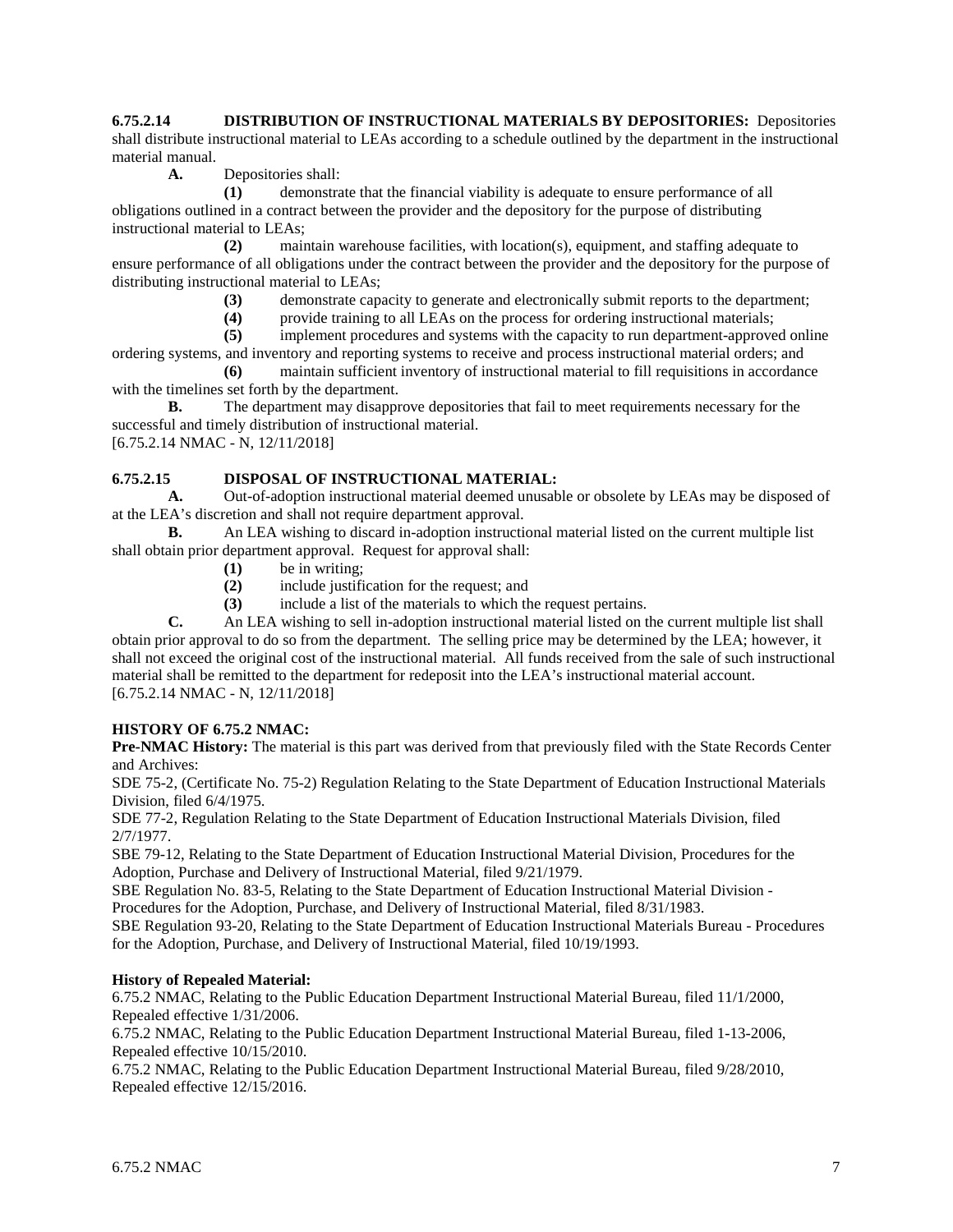**6.75.2.14 DISTRIBUTION OF INSTRUCTIONAL MATERIALS BY DEPOSITORIES:** Depositories shall distribute instructional material to LEAs according to a schedule outlined by the department in the instructional material manual.

**A.** Depositories shall:

**(1)** demonstrate that the financial viability is adequate to ensure performance of all obligations outlined in a contract between the provider and the depository for the purpose of distributing instructional material to LEAs;

**(2)** maintain warehouse facilities, with location(s), equipment, and staffing adequate to ensure performance of all obligations under the contract between the provider and the depository for the purpose of distributing instructional material to LEAs;

**(3)** demonstrate capacity to generate and electronically submit reports to the department;

**(4)** provide training to all LEAs on the process for ordering instructional materials;

**(5)** implement procedures and systems with the capacity to run department-approved online ordering systems, and inventory and reporting systems to receive and process instructional material orders; and

**(6)** maintain sufficient inventory of instructional material to fill requisitions in accordance with the timelines set forth by the department.

**B.** The department may disapprove depositories that fail to meet requirements necessary for the successful and timely distribution of instructional material.

[6.75.2.14 NMAC - N, 12/11/2018]

**6.75.2.15 DISPOSAL OF INSTRUCTIONAL MATERIAL:**

**A.** Out-of-adoption instructional material deemed unusable or obsolete by LEAs may be disposed of at the LEA's discretion and shall not require department approval.

**B.** An LEA wishing to discard in-adoption instructional material listed on the current multiple list shall obtain prior department approval. Request for approval shall:

**(1)** be in writing;

**(2)** include justification for the request; and

**(3)** include a list of the materials to which the request pertains.

**C.** An LEA wishing to sell in-adoption instructional material listed on the current multiple list shall obtain prior approval to do so from the department. The selling price may be determined by the LEA; however, it shall not exceed the original cost of the instructional material. All funds received from the sale of such instructional material shall be remitted to the department for redeposit into the LEA's instructional material account.

[6.75.2.14 NMAC - N, 12/11/2018]

**HISTORY OF 6.75.2 NMAC:**

**Pre-NMAC History:** The material is this part was derived from that previously filed with the State Records Center and Archives:

SDE 75-2, (Certificate No. 75-2) Regulation Relating to the State Department of Education Instructional Materials Division, filed 6/4/1975.

SDE 77-2, Regulation Relating to the State Department of Education Instructional Materials Division, filed 2/7/1977.

SBE 79-12, Relating to the State Department of Education Instructional Material Division, Procedures for the Adoption, Purchase and Delivery of Instructional Material, filed 9/21/1979.

SBE Regulation No. 83-5, Relating to the State Department of Education Instructional Material Division - Procedures for the Adoption, Purchase, and Delivery of Instructional Material, filed 8/31/1983.

SBE Regulation 93-20, Relating to the State Department of Education Instructional Materials Bureau - Procedures for the Adoption, Purchase, and Delivery of Instructional Material, filed 10/19/1993.

**History of Repealed Material:**

6.75.2 NMAC, Relating to the Public Education Department Instructional Material Bureau, filed 11/1/2000, Repealed effective 1/31/2006.

6.75.2 NMAC, Relating to the Public Education Department Instructional Material Bureau, filed 1-13-2006, Repealed effective 10/15/2010.

6.75.2 NMAC, Relating to the Public Education Department Instructional Material Bureau, filed 9/28/2010, Repealed effective 12/15/2016.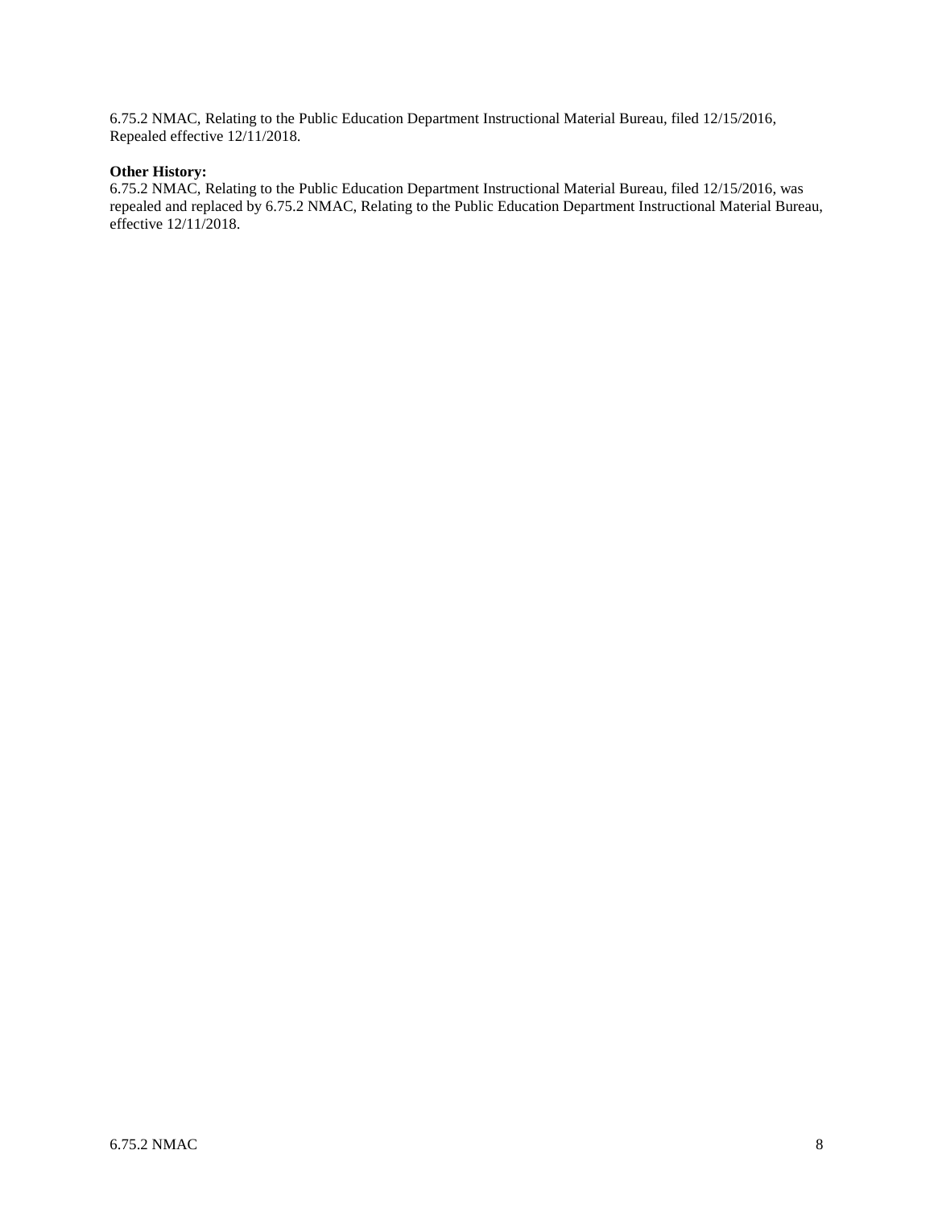6.75.2 NMAC, Relating to the Public Education Department Instructional Material Bureau, filed 12/15/2016, Repealed effective 12/11/2018.

**Other History:**
6.75.2 NMAC, Relating to the Public Education Department Instructional Material Bureau, filed 12/15/2016, was repealed and replaced by 6.75.2 NMAC, Relating to the Public Education Department Instructional Material Bureau, effective 12/11/2018.